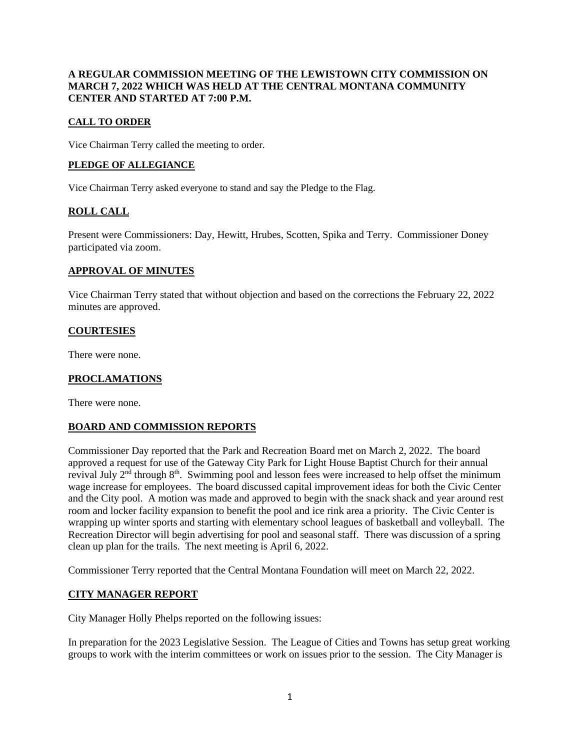**A REGULAR COMMISSION MEETING OF THE LEWISTOWN CITY COMMISSION ON MARCH 7, 2022 WHICH WAS HELD AT THE CENTRAL MONTANA COMMUNITY CENTER AND STARTED AT 7:00 P.M.**

## CALL TO ORDER

Vice Chairman Terry called the meeting to order.

## PLEDGE OF ALLEGIANCE

Vice Chairman Terry asked everyone to stand and say the Pledge to the Flag.

## ROLL CALL

Present were Commissioners: Day, Hewitt, Hrubes, Scotten, Spika and Terry. Commissioner Doney participated via zoom.

## APPROVAL OF MINUTES

Vice Chairman Terry stated that without objection and based on the corrections the February 22, 2022 minutes are approved.

## COURTESIES

There were none.

## PROCLAMATIONS

There were none.

## BOARD AND COMMISSION REPORTS

Commissioner Day reported that the Park and Recreation Board met on March 2, 2022. The board approved a request for use of the Gateway City Park for Light House Baptist Church for their annual revival July 2nd through 8th. Swimming pool and lesson fees were increased to help offset the minimum wage increase for employees. The board discussed capital improvement ideas for both the Civic Center and the City pool. A motion was made and approved to begin with the snack shack and year around rest room and locker facility expansion to benefit the pool and ice rink area a priority. The Civic Center is wrapping up winter sports and starting with elementary school leagues of basketball and volleyball. The Recreation Director will begin advertising for pool and seasonal staff. There was discussion of a spring clean up plan for the trails. The next meeting is April 6, 2022.

Commissioner Terry reported that the Central Montana Foundation will meet on March 22, 2022.

## CITY MANAGER REPORT

City Manager Holly Phelps reported on the following issues:

In preparation for the 2023 Legislative Session. The League of Cities and Towns has setup great working groups to work with the interim committees or work on issues prior to the session. The City Manager is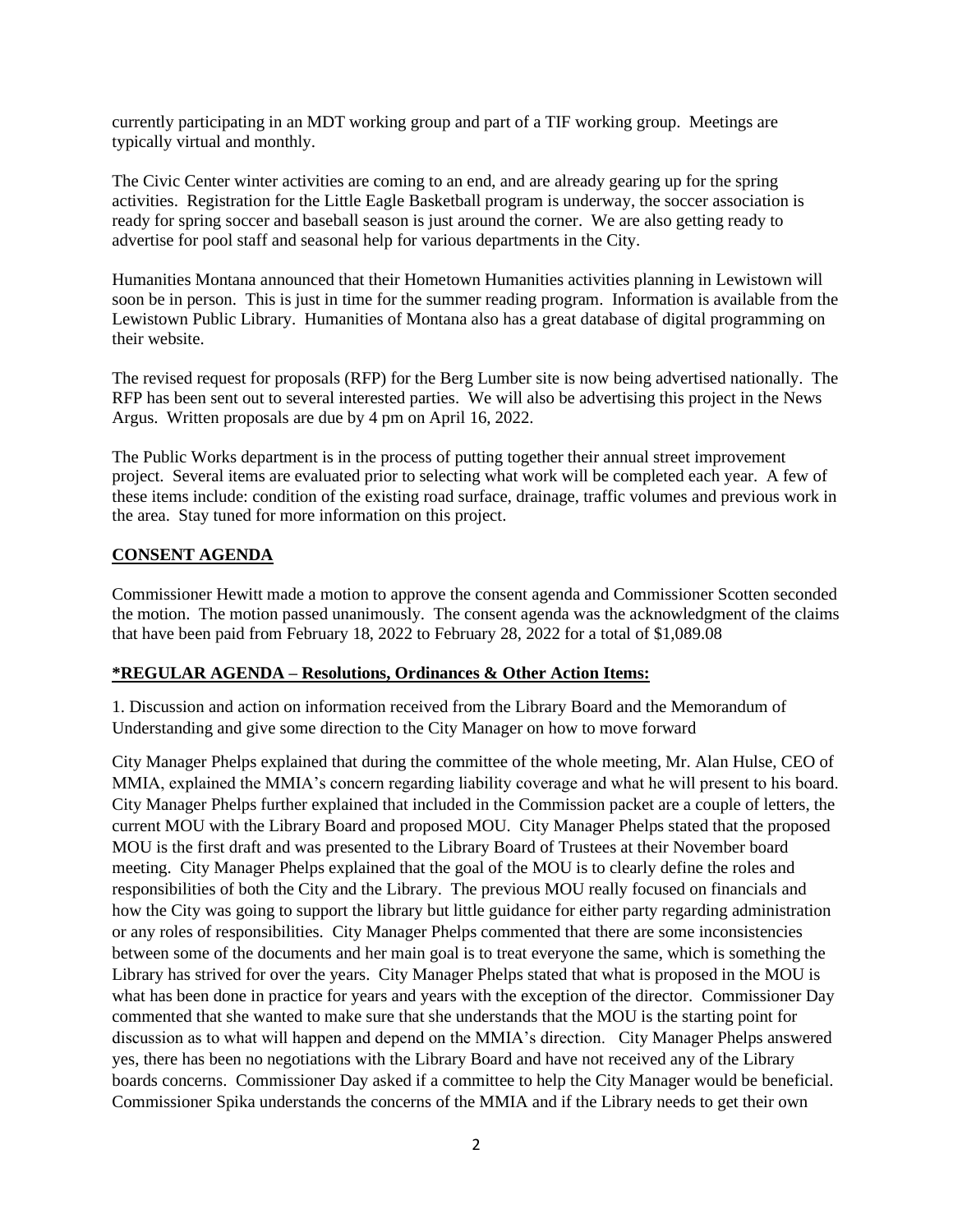currently participating in an MDT working group and part of a TIF working group. Meetings are typically virtual and monthly.

The Civic Center winter activities are coming to an end, and are already gearing up for the spring activities. Registration for the Little Eagle Basketball program is underway, the soccer association is ready for spring soccer and baseball season is just around the corner. We are also getting ready to advertise for pool staff and seasonal help for various departments in the City.

Humanities Montana announced that their Hometown Humanities activities planning in Lewistown will soon be in person. This is just in time for the summer reading program. Information is available from the Lewistown Public Library. Humanities of Montana also has a great database of digital programming on their website.

The revised request for proposals (RFP) for the Berg Lumber site is now being advertised nationally. The RFP has been sent out to several interested parties. We will also be advertising this project in the News Argus. Written proposals are due by 4 pm on April 16, 2022.

The Public Works department is in the process of putting together their annual street improvement project. Several items are evaluated prior to selecting what work will be completed each year. A few of these items include: condition of the existing road surface, drainage, traffic volumes and previous work in the area. Stay tuned for more information on this project.

## CONSENT AGENDA

Commissioner Hewitt made a motion to approve the consent agenda and Commissioner Scotten seconded the motion. The motion passed unanimously. The consent agenda was the acknowledgment of the claims that have been paid from February 18, 2022 to February 28, 2022 for a total of $1,089.08

## *REGULAR AGENDA – Resolutions, Ordinances & Other Action Items:

1. Discussion and action on information received from the Library Board and the Memorandum of Understanding and give some direction to the City Manager on how to move forward

City Manager Phelps explained that during the committee of the whole meeting, Mr. Alan Hulse, CEO of MMIA, explained the MMIA's concern regarding liability coverage and what he will present to his board. City Manager Phelps further explained that included in the Commission packet are a couple of letters, the current MOU with the Library Board and proposed MOU. City Manager Phelps stated that the proposed MOU is the first draft and was presented to the Library Board of Trustees at their November board meeting. City Manager Phelps explained that the goal of the MOU is to clearly define the roles and responsibilities of both the City and the Library. The previous MOU really focused on financials and how the City was going to support the library but little guidance for either party regarding administration or any roles of responsibilities. City Manager Phelps commented that there are some inconsistencies between some of the documents and her main goal is to treat everyone the same, which is something the Library has strived for over the years. City Manager Phelps stated that what is proposed in the MOU is what has been done in practice for years and years with the exception of the director. Commissioner Day commented that she wanted to make sure that she understands that the MOU is the starting point for discussion as to what will happen and depend on the MMIA's direction. City Manager Phelps answered yes, there has been no negotiations with the Library Board and have not received any of the Library boards concerns. Commissioner Day asked if a committee to help the City Manager would be beneficial. Commissioner Spika understands the concerns of the MMIA and if the Library needs to get their own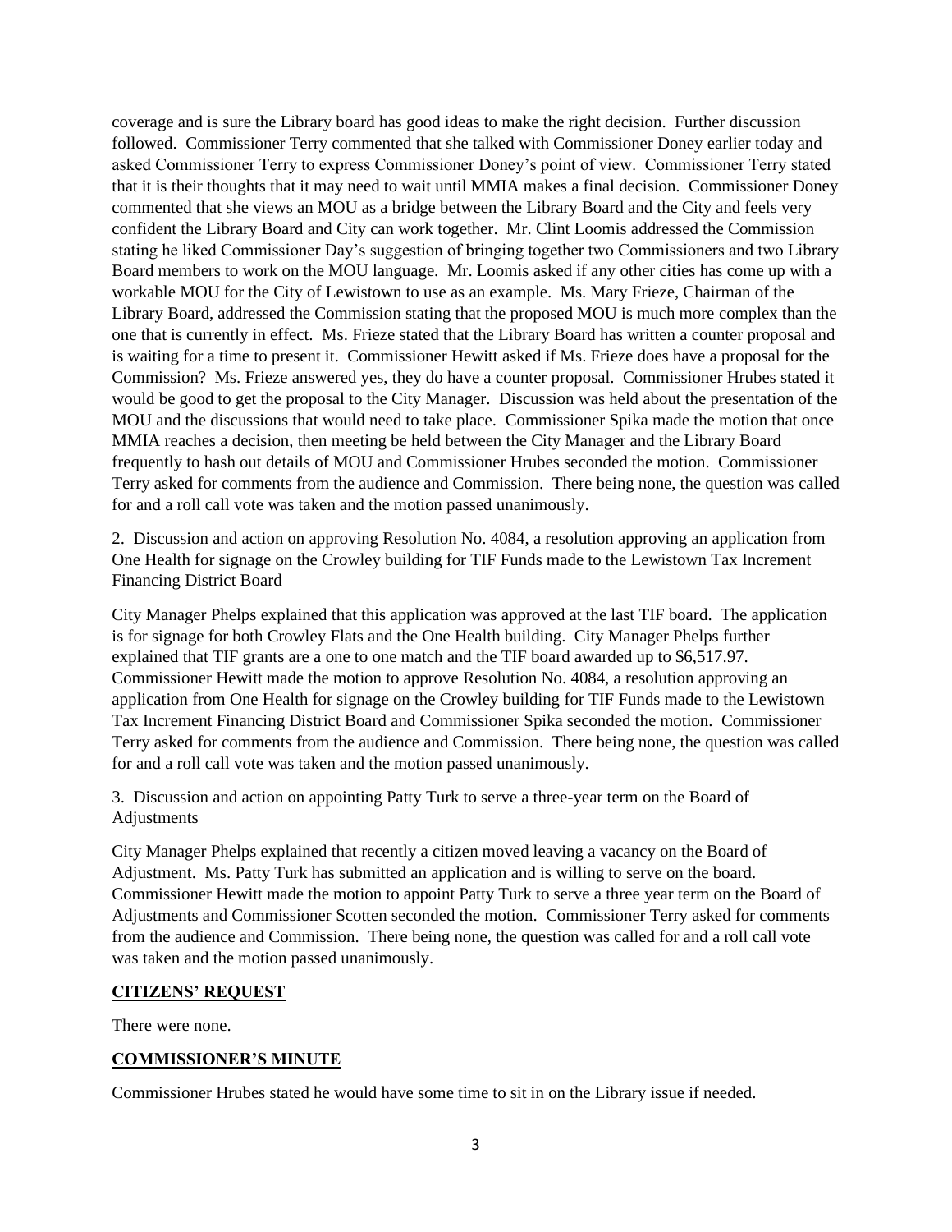coverage and is sure the Library board has good ideas to make the right decision. Further discussion followed. Commissioner Terry commented that she talked with Commissioner Doney earlier today and asked Commissioner Terry to express Commissioner Doney's point of view. Commissioner Terry stated that it is their thoughts that it may need to wait until MMIA makes a final decision. Commissioner Doney commented that she views an MOU as a bridge between the Library Board and the City and feels very confident the Library Board and City can work together. Mr. Clint Loomis addressed the Commission stating he liked Commissioner Day's suggestion of bringing together two Commissioners and two Library Board members to work on the MOU language. Mr. Loomis asked if any other cities has come up with a workable MOU for the City of Lewistown to use as an example. Ms. Mary Frieze, Chairman of the Library Board, addressed the Commission stating that the proposed MOU is much more complex than the one that is currently in effect. Ms. Frieze stated that the Library Board has written a counter proposal and is waiting for a time to present it. Commissioner Hewitt asked if Ms. Frieze does have a proposal for the Commission? Ms. Frieze answered yes, they do have a counter proposal. Commissioner Hrubes stated it would be good to get the proposal to the City Manager. Discussion was held about the presentation of the MOU and the discussions that would need to take place. Commissioner Spika made the motion that once MMIA reaches a decision, then meeting be held between the City Manager and the Library Board frequently to hash out details of MOU and Commissioner Hrubes seconded the motion. Commissioner Terry asked for comments from the audience and Commission. There being none, the question was called for and a roll call vote was taken and the motion passed unanimously.

2. Discussion and action on approving Resolution No. 4084, a resolution approving an application from One Health for signage on the Crowley building for TIF Funds made to the Lewistown Tax Increment Financing District Board

City Manager Phelps explained that this application was approved at the last TIF board. The application is for signage for both Crowley Flats and the One Health building. City Manager Phelps further explained that TIF grants are a one to one match and the TIF board awarded up to $6,517.97. Commissioner Hewitt made the motion to approve Resolution No. 4084, a resolution approving an application from One Health for signage on the Crowley building for TIF Funds made to the Lewistown Tax Increment Financing District Board and Commissioner Spika seconded the motion. Commissioner Terry asked for comments from the audience and Commission. There being none, the question was called for and a roll call vote was taken and the motion passed unanimously.

3. Discussion and action on appointing Patty Turk to serve a three-year term on the Board of Adjustments

City Manager Phelps explained that recently a citizen moved leaving a vacancy on the Board of Adjustment. Ms. Patty Turk has submitted an application and is willing to serve on the board. Commissioner Hewitt made the motion to appoint Patty Turk to serve a three year term on the Board of Adjustments and Commissioner Scotten seconded the motion. Commissioner Terry asked for comments from the audience and Commission. There being none, the question was called for and a roll call vote was taken and the motion passed unanimously.

## CITIZENS' REQUEST

There were none.

## COMMISSIONER'S MINUTE

Commissioner Hrubes stated he would have some time to sit in on the Library issue if needed.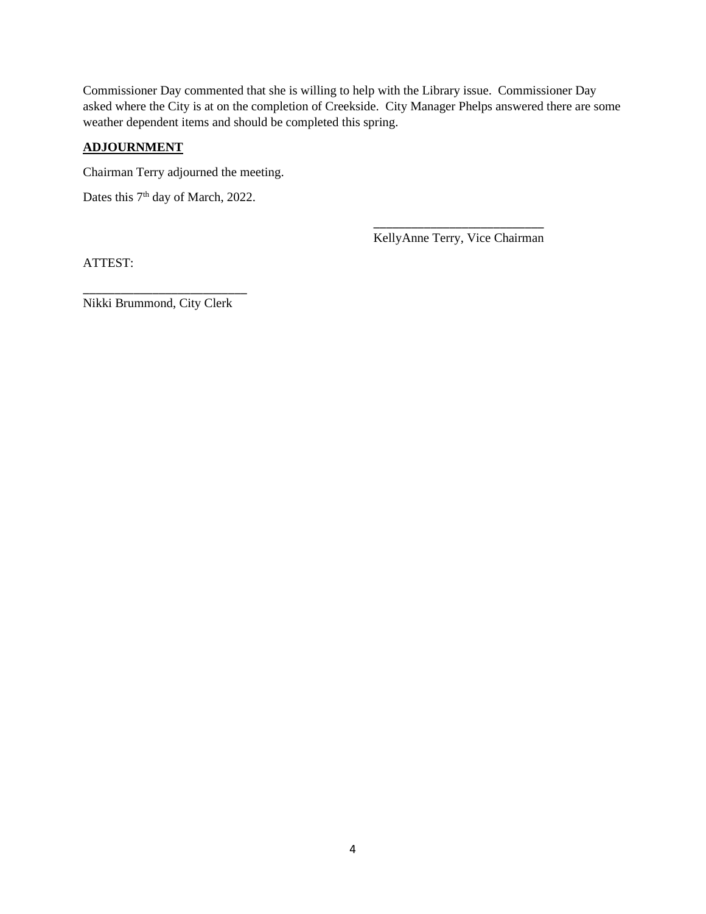Commissioner Day commented that she is willing to help with the Library issue. Commissioner Day asked where the City is at on the completion of Creekside. City Manager Phelps answered there are some weather dependent items and should be completed this spring.

**ADJOURNMENT**

Chairman Terry adjourned the meeting.

Dates this 7th day of March, 2022.

\_\_\_\_\_\_\_\_\_\_\_\_\_\_\_\_\_\_\_\_\_\_\_\_\_\_
KellyAnne Terry, Vice Chairman

ATTEST:

\_\_\_\_\_\_\_\_\_\_\_\_\_\_\_\_\_\_\_\_\_\_\_\_\_\_
Nikki Brummond, City Clerk